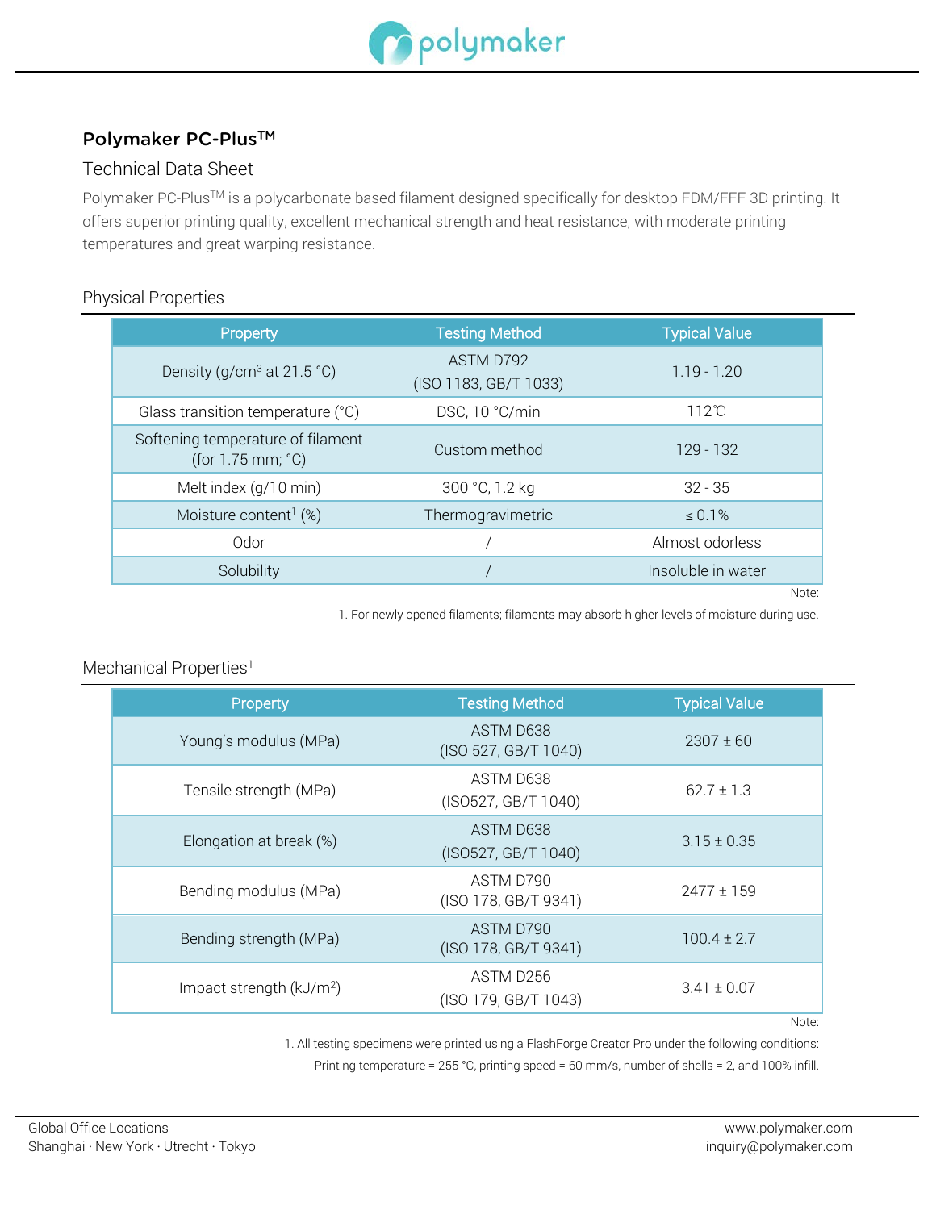# Polymaker PC-Plus™

## Technical Data Sheet

Polymaker PC-Plus™ is a polycarbonate based filament designed specifically for desktop FDM/FFF 3D printing. It offers superior printing quality, excellent mechanical strength and heat resistance, with moderate printing temperatures and great warping resistance.

### Physical Properties

| Property | Testing Method | Typical Value |
|---|---|---|
| Density (g/cm³ at 21.5 °C) | ASTM D792 (ISO 1183, GB/T 1033) | 1.19 - 1.20 |
| Glass transition temperature (°C) | DSC, 10 °C/min | 112℃ |
| Softening temperature of filament (for 1.75 mm; °C) | Custom method | 129 - 132 |
| Melt index (g/10 min) | 300 °C, 1.2 kg | 32 - 35 |
| Moisture content[1] (%) | Thermogravimetric | ≤ 0.1% |
| Odor | / | Almost odorless |
| Solubility | / | Insoluble in water |

Note:

1. For newly opened filaments; filaments may absorb higher levels of moisture during use.

### Mechanical Properties[1]

| Property | Testing Method | Typical Value |
|---|---|---|
| Young's modulus (MPa) | ASTM D638 (ISO 527, GB/T 1040) | 2307 ± 60 |
| Tensile strength (MPa) | ASTM D638 (ISO527, GB/T 1040) | 62.7 ± 1.3 |
| Elongation at break (%) | ASTM D638 (ISO527, GB/T 1040) | 3.15 ± 0.35 |
| Bending modulus (MPa) | ASTM D790 (ISO 178, GB/T 9341) | 2477 ± 159 |
| Bending strength (MPa) | ASTM D790 (ISO 178, GB/T 9341) | 100.4 ± 2.7 |
| Impact strength (kJ/m²) | ASTM D256 (ISO 179, GB/T 1043) | 3.41 ± 0.07 |

Note:

1. All testing specimens were printed using a FlashForge Creator Pro under the following conditions: Printing temperature = 255 °C, printing speed = 60 mm/s, number of shells = 2, and 100% infill.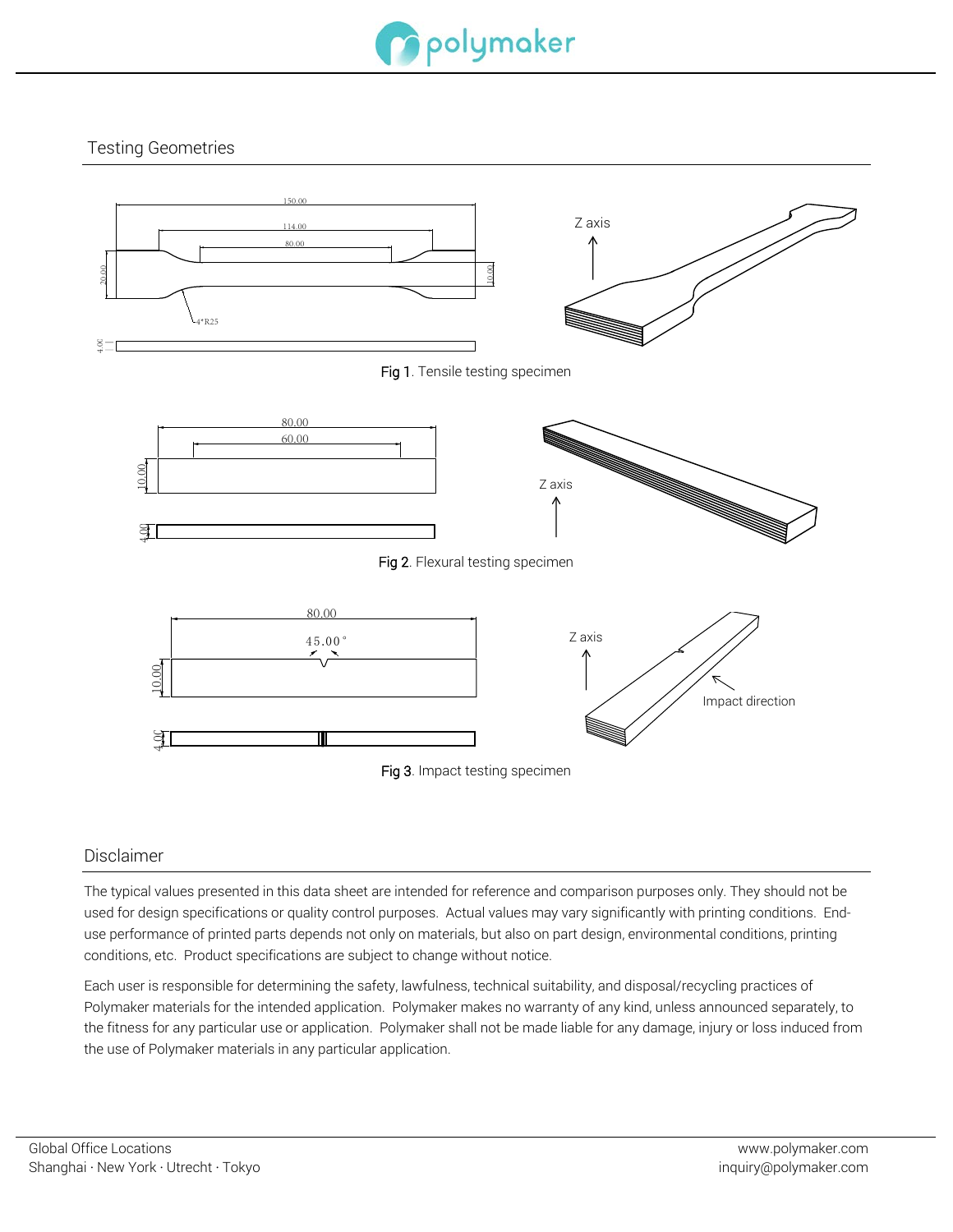## Testing Geometries

150.00
114.00
80.00
20.00
10.00
4*R25
4.00
Z axis

Fig 1. Tensile testing specimen

80.00
60.00
10.00
4.00
Z axis

Fig 2. Flexural testing specimen

80.00
45.00°
10.00
4.00
Z axis
Impact direction

Fig 3. Impact testing specimen

## Disclaimer

The typical values presented in this data sheet are intended for reference and comparison purposes only. They should not be used for design specifications or quality control purposes. Actual values may vary significantly with printing conditions. End-use performance of printed parts depends not only on materials, but also on part design, environmental conditions, printing conditions, etc. Product specifications are subject to change without notice.

Each user is responsible for determining the safety, lawfulness, technical suitability, and disposal/recycling practices of Polymaker materials for the intended application. Polymaker makes no warranty of any kind, unless announced separately, to the fitness for any particular use or application. Polymaker shall not be made liable for any damage, injury or loss induced from the use of Polymaker materials in any particular application.